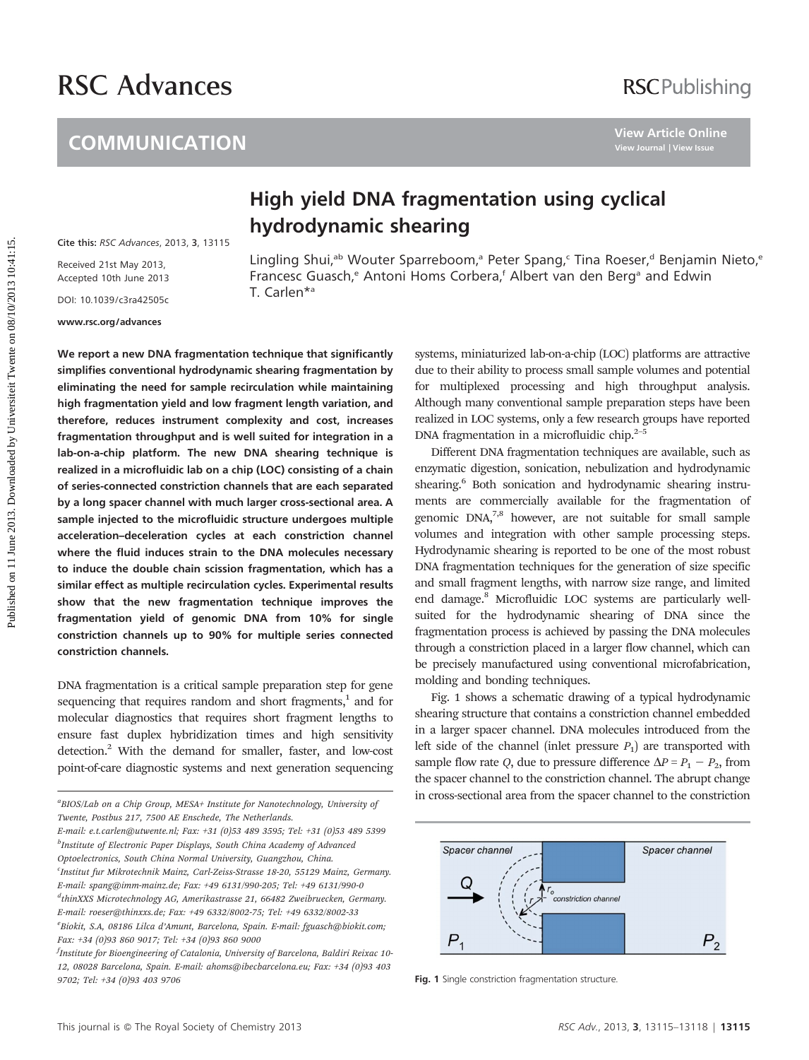# High yield DNA fragmentation using cyclical hydrodynamic shearing

Cite this: *RSC Advances*, 2013, **3**, 13115

Received 21st May 2013,
Accepted 10th June 2013

DOI: 10.1039/c3ra42505c

www.rsc.org/advances

Lingling Shui,[ab] Wouter Sparreboom,[a] Peter Spang,[c] Tina Roeser,[d] Benjamin Nieto,[e] Francesc Guasch,[e] Antoni Homs Corbera,[f] Albert van den Berg[a] and Edwin T. Carlen*[a]

**We report a new DNA fragmentation technique that significantly simplifies conventional hydrodynamic shearing fragmentation by eliminating the need for sample recirculation while maintaining high fragmentation yield and low fragment length variation, and therefore, reduces instrument complexity and cost, increases fragmentation throughput and is well suited for integration in a lab-on-a-chip platform. The new DNA shearing technique is realized in a microfluidic lab on a chip (LOC) consisting of a chain of series-connected constriction channels that are each separated by a long spacer channel with much larger cross-sectional area. A sample injected to the microfluidic structure undergoes multiple acceleration–deceleration cycles at each constriction channel where the fluid induces strain to the DNA molecules necessary to induce the double chain scission fragmentation, which has a similar effect as multiple recirculation cycles. Experimental results show that the new fragmentation technique improves the fragmentation yield of genomic DNA from 10% for single constriction channels up to 90% for multiple series connected constriction channels.**

DNA fragmentation is a critical sample preparation step for gene sequencing that requires random and short fragments,[1] and for molecular diagnostics that requires short fragment lengths to ensure fast duplex hybridization times and high sensitivity detection.[2] With the demand for smaller, faster, and low-cost point-of-care diagnostic systems and next generation sequencing systems, miniaturized lab-on-a-chip (LOC) platforms are attractive due to their ability to process small sample volumes and potential for multiplexed processing and high throughput analysis. Although many conventional sample preparation steps have been realized in LOC systems, only a few research groups have reported DNA fragmentation in a microfluidic chip.[2–5]

Different DNA fragmentation techniques are available, such as enzymatic digestion, sonication, nebulization and hydrodynamic shearing.[6] Both sonication and hydrodynamic shearing instruments are commercially available for the fragmentation of genomic DNA,[7,8] however, are not suitable for small sample volumes and integration with other sample processing steps. Hydrodynamic shearing is reported to be one of the most robust DNA fragmentation techniques for the generation of size specific and small fragment lengths, with narrow size range, and limited end damage.[8] Microfluidic LOC systems are particularly well-suited for the hydrodynamic shearing of DNA since the fragmentation process is achieved by passing the DNA molecules through a constriction placed in a larger flow channel, which can be precisely manufactured using conventional microfabrication, molding and bonding techniques.

Fig. 1 shows a schematic drawing of a typical hydrodynamic shearing structure that contains a constriction channel embedded in a larger spacer channel. DNA molecules introduced from the left side of the channel (inlet pressure $P_1$) are transported with sample flow rate $Q$, due to pressure difference $\Delta P = P_1 - P_2$, from the spacer channel to the constriction channel. The abrupt change in cross-sectional area from the spacer channel to the constriction

Fig. 1 Single constriction fragmentation structure.

---

[a] BIOS/Lab on a Chip Group, MESA+ Institute for Nanotechnology, University of Twente, Postbus 217, 7500 AE Enschede, The Netherlands. E-mail: e.t.carlen@utwente.nl; Fax: +31 (0)53 489 3595; Tel: +31 (0)53 489 5399
[b] Institute of Electronic Paper Displays, South China Academy of Advanced Optoelectronics, South China Normal University, Guangzhou, China.
[c] Institut fur Mikrotechnik Mainz, Carl-Zeiss-Strasse 18-20, 55129 Mainz, Germany. E-mail: spang@imm-mainz.de; Fax: +49 6131/990-205; Tel: +49 6131/990-0
[d] thinXXS Microtechnology AG, Amerikastrasse 21, 66482 Zweibruecken, Germany. E-mail: roeser@thinxxs.de; Fax: +49 6332/8002-75; Tel: +49 6332/8002-33
[e] Biokit, S.A, 08186 Lilca d'Amunt, Barcelona, Spain. E-mail: fguasch@biokit.com; Fax: +34 (0)93 860 9017; Tel: +34 (0)93 860 9000
[f] Institute for Bioengineering of Catalonia, University of Barcelona, Baldiri Reixac 10-12, 08028 Barcelona, Spain. E-mail: ahoms@ibecbarcelona.eu; Fax: +34 (0)93 403 9702; Tel: +34 (0)93 403 9706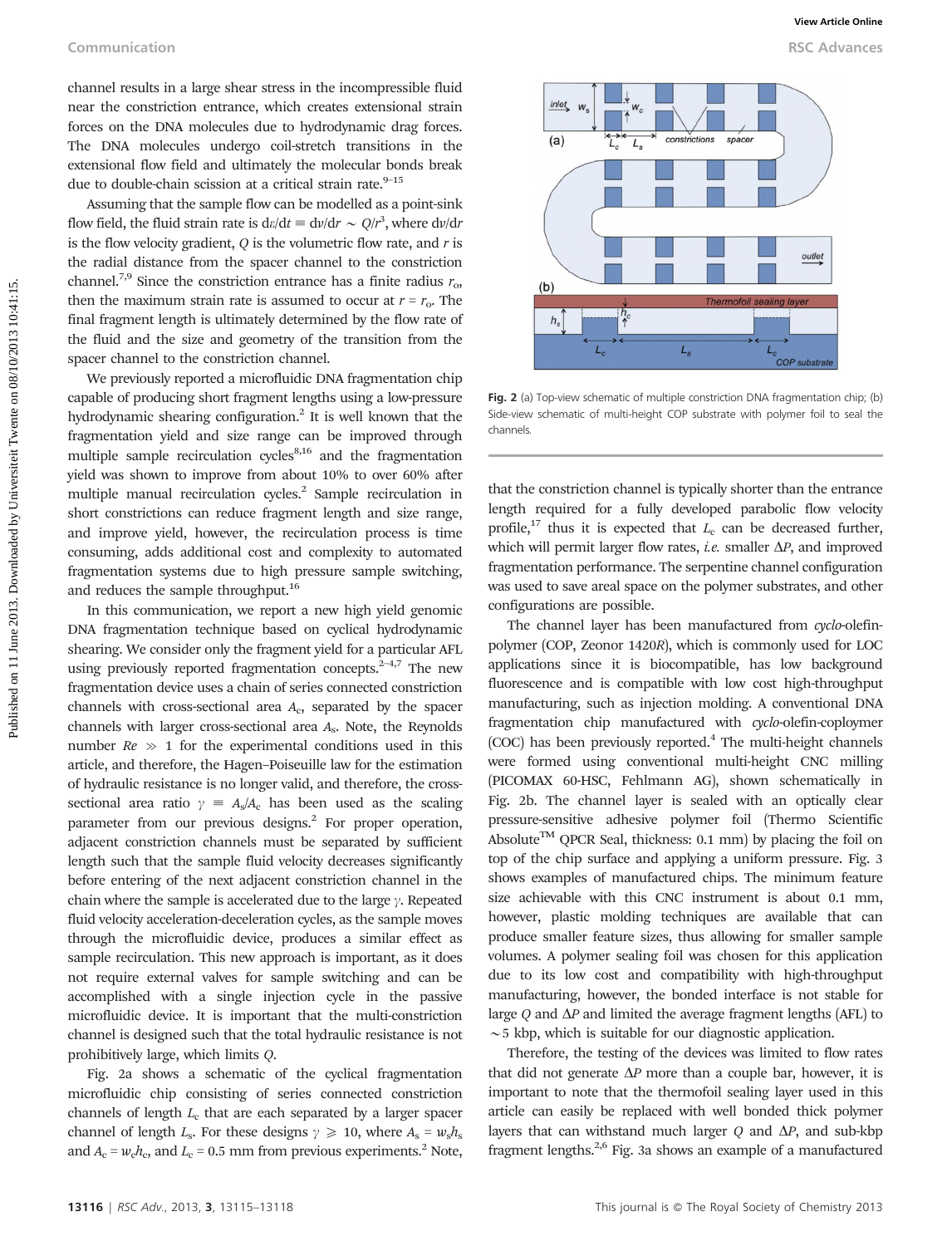channel results in a large shear stress in the incompressible fluid near the constriction entrance, which creates extensional strain forces on the DNA molecules due to hydrodynamic drag forces. The DNA molecules undergo coil-stretch transitions in the extensional flow field and ultimately the molecular bonds break due to double-chain scission at a critical strain rate.[9–15]

Assuming that the sample flow can be modelled as a point-sink flow field, the fluid strain rate is $d\varepsilon/dt \equiv dv/dr \sim Q/r^3$, where $dv/dr$ is the flow velocity gradient, $Q$ is the volumetric flow rate, and $r$ is the radial distance from the spacer channel to the constriction channel.[7,9] Since the constriction entrance has a finite radius $r_o$, then the maximum strain rate is assumed to occur at $r = r_o$. The final fragment length is ultimately determined by the flow rate of the fluid and the size and geometry of the transition from the spacer channel to the constriction channel.

We previously reported a microfluidic DNA fragmentation chip capable of producing short fragment lengths using a low-pressure hydrodynamic shearing configuration.[2] It is well known that the fragmentation yield and size range can be improved through multiple sample recirculation cycles[8,16] and the fragmentation yield was shown to improve from about 10% to over 60% after multiple manual recirculation cycles.[2] Sample recirculation in short constrictions can reduce fragment length and size range, and improve yield, however, the recirculation process is time consuming, adds additional cost and complexity to automated fragmentation systems due to high pressure sample switching, and reduces the sample throughput.[16]

In this communication, we report a new high yield genomic DNA fragmentation technique based on cyclical hydrodynamic shearing. We consider only the fragment yield for a particular AFL using previously reported fragmentation concepts.[2–4,7] The new fragmentation device uses a chain of series connected constriction channels with cross-sectional area $A_c$, separated by the spacer channels with larger cross-sectional area $A_s$. Note, the Reynolds number $Re \gg 1$ for the experimental conditions used in this article, and therefore, the Hagen–Poiseuille law for the estimation of hydraulic resistance is no longer valid, and therefore, the cross-sectional area ratio $\gamma \equiv A_s/A_c$ has been used as the scaling parameter from our previous designs.[2] For proper operation, adjacent constriction channels must be separated by sufficient length such that the sample fluid velocity decreases significantly before entering the next adjacent constriction channel in the chain where the sample is accelerated due to the large $\gamma$. Repeated fluid velocity acceleration-deceleration cycles, as the sample moves through the microfluidic device, produces a similar effect as sample recirculation. This new approach is important, as it does not require external valves for sample switching and can be accomplished with a single injection cycle in the passive microfluidic device. It is important that the multi-constriction channel is designed such that the total hydraulic resistance is not prohibitively large, which limits $Q$.

Fig. 2a shows a schematic of the cyclical fragmentation microfluidic chip consisting of series connected constriction channels of length $L_c$ that are each separated by a larger spacer channel of length $L_s$. For these designs $\gamma \geqslant 10$, where $A_s = w_s h_s$ and $A_c = w_c h_c$, and $L_c = 0.5$ mm from previous experiments.[2] Note, that the constriction channel is typically shorter than the entrance length required for a fully developed parabolic flow velocity profile,[17] thus it is expected that $L_c$ can be decreased further, which will permit larger flow rates, *i.e.* smaller $\Delta P$, and improved fragmentation performance. The serpentine channel configuration was used to save areal space on the polymer substrates, and other configurations are possible.

Fig. 2 (a) Top-view schematic of multiple constriction DNA fragmentation chip; (b) Side-view schematic of multi-height COP substrate with polymer foil to seal the channels.

The channel layer has been manufactured from *cyclo*-olefin-polymer (COP, Zeonor 1420*R*), which is commonly used for LOC applications since it is biocompatible, has low background fluorescence and is compatible with low cost high-throughput manufacturing, such as injection molding. A conventional DNA fragmentation chip manufactured with *cyclo*-olefin-copolymer (COC) has been previously reported.[4] The multi-height channels were formed using conventional multi-height CNC milling (PICOMAX 60-HSC, Fehlmann AG), shown schematically in Fig. 2b. The channel layer is sealed with an optically clear pressure-sensitive adhesive polymer foil (Thermo Scientific Absolute™ QPCR Seal, thickness: 0.1 mm) by placing the foil on top of the chip surface and applying a uniform pressure. Fig. 3 shows examples of manufactured chips. The minimum feature size achievable with this CNC instrument is about 0.1 mm, however, plastic molding techniques are available that can produce smaller feature sizes, thus allowing for smaller sample volumes. A polymer sealing foil was chosen for this application due to its low cost and compatibility with high-throughput manufacturing, however, the bonded interface is not stable for large $Q$ and $\Delta P$ and limited the average fragment lengths (AFL) to ~5 kbp, which is suitable for our diagnostic application.

Therefore, the testing of the devices was limited to flow rates that did not generate $\Delta P$ more than a couple bar, however, it is important to note that the thermofoil sealing layer used in this article can easily be replaced with well bonded thick polymer layers that can withstand much larger $Q$ and $\Delta P$, and sub-kbp fragment lengths.[2,6] Fig. 3a shows an example of a manufactured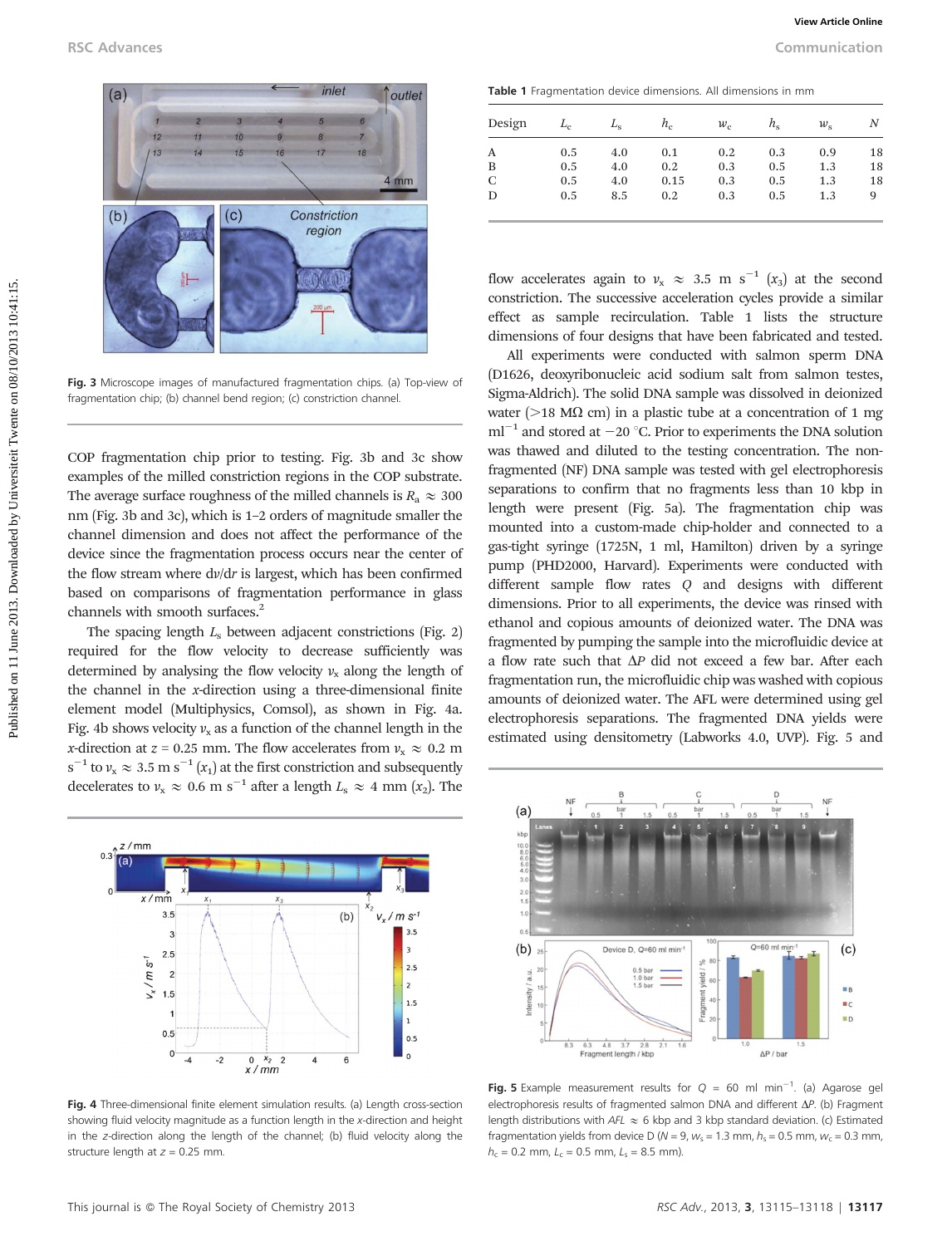Fig. 3 Microscope images of manufactured fragmentation chips. (a) Top-view of fragmentation chip; (b) channel bend region; (c) constriction channel.

COP fragmentation chip prior to testing. Fig. 3b and 3c show examples of the milled constriction regions in the COP substrate. The average surface roughness of the milled channels is $R_a \approx 300$ nm (Fig. 3b and 3c), which is 1–2 orders of magnitude smaller the channel dimension and does not affect the performance of the device since the fragmentation process occurs near the center of the flow stream where d$v$/d$r$ is largest, which has been confirmed based on comparisons of fragmentation performance in glass channels with smooth surfaces.[2]

The spacing length $L_s$ between adjacent constrictions (Fig. 2) required for the flow velocity to decrease sufficiently was determined by analysing the flow velocity $v_x$ along the length of the channel in the $x$-direction using a three-dimensional finite element model (Multiphysics, Comsol), as shown in Fig. 4a. Fig. 4b shows velocity $v_x$ as a function of the channel length in the $x$-direction at $z$ = 0.25 mm. The flow accelerates from $v_x \approx 0.2$ m s$^{-1}$ to $v_x \approx 3.5$ m s$^{-1}$ ($x_1$) at the first constriction and subsequently decelerates to $v_x \approx 0.6$ m s$^{-1}$ after a length $L_s \approx 4$ mm ($x_2$). The flow accelerates again to $v_x \approx 3.5$ m s$^{-1}$ ($x_3$) at the second constriction. The successive acceleration cycles provide a similar effect as sample recirculation. Table 1 lists the structure dimensions of four designs that have been fabricated and tested.

Fig. 4 Three-dimensional finite element simulation results. (a) Length cross-section showing fluid velocity magnitude as a function length in the $x$-direction and height in the $z$-direction along the length of the channel; (b) fluid velocity along the structure length at $z$ = 0.25 mm.

Table 1 Fragmentation device dimensions. All dimensions in mm

| Design | $L_c$ | $L_s$ | $h_c$ | $w_c$ | $h_s$ | $w_s$ | $N$ |
|---|---|---|---|---|---|---|---|
| A | 0.5 | 4.0 | 0.1 | 0.2 | 0.3 | 0.9 | 18 |
| B | 0.5 | 4.0 | 0.2 | 0.3 | 0.5 | 1.3 | 18 |
| C | 0.5 | 4.0 | 0.15 | 0.3 | 0.5 | 1.3 | 18 |
| D | 0.5 | 8.5 | 0.2 | 0.3 | 0.5 | 1.3 | 9 |

All experiments were conducted with salmon sperm DNA (D1626, deoxyribonucleic acid sodium salt from salmon testes, Sigma-Aldrich). The solid DNA sample was dissolved in deionized water (>18 MΩ cm) in a plastic tube at a concentration of 1 mg ml$^{-1}$ and stored at −20 °C. Prior to experiments the DNA solution was thawed and diluted to the testing concentration. The non-fragmented (NF) DNA sample was tested with gel electrophoresis separations to confirm that no fragments less than 10 kbp in length were present (Fig. 5a). The fragmentation chip was mounted into a custom-made chip-holder and connected to a gas-tight syringe (1725N, 1 ml, Hamilton) driven by a syringe pump (PHD2000, Harvard). Experiments were conducted with different sample flow rates $Q$ and designs with different dimensions. Prior to all experiments, the device was rinsed with ethanol and copious amounts of deionized water. The DNA was fragmented by pumping the sample into the microfluidic device at a flow rate such that Δ$P$ did not exceed a few bar. After each fragmentation run, the microfluidic chip was washed with copious amounts of deionized water. The AFL were determined using gel electrophoresis separations. The fragmented DNA yields were estimated using densitometry (Labworks 4.0, UVP). Fig. 5 and

Fig. 5 Example measurement results for $Q$ = 60 ml min$^{-1}$. (a) Agarose gel electrophoresis results of fragmented salmon DNA and different Δ$P$. (b) Fragment length distributions with $AFL \approx 6$ kbp and 3 kbp standard deviation. (c) Estimated fragmentation yields from device D ($N$ = 9, $w_s$ = 1.3 mm, $h_s$ = 0.5 mm, $w_c$ = 0.3 mm, $h_c$ = 0.2 mm, $L_c$ = 0.5 mm, $L_s$ = 8.5 mm).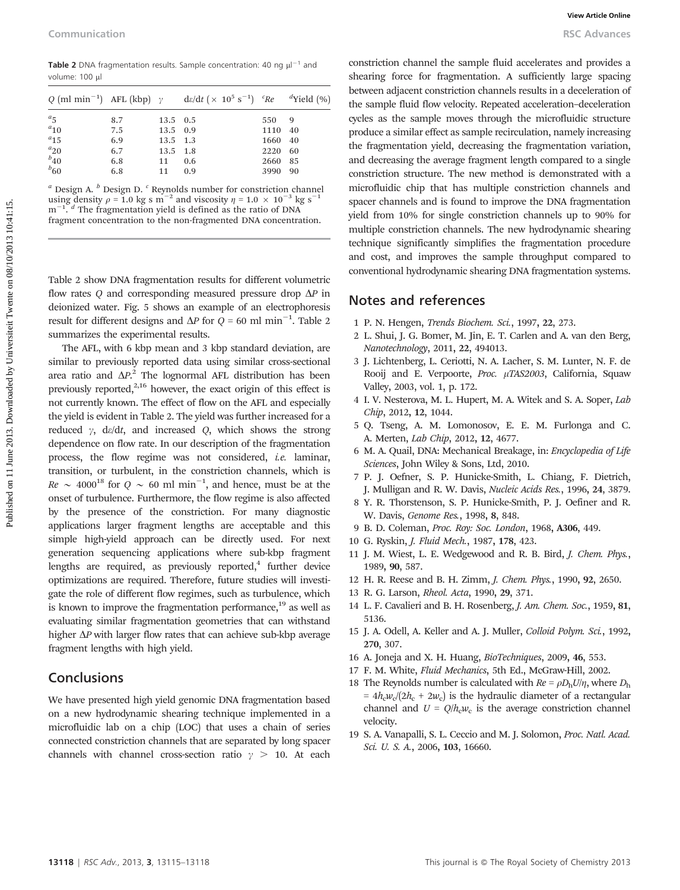**Table 2** DNA fragmentation results. Sample concentration: 40 ng μl$^{-1}$ and volume: 100 μl

| $Q$ (ml min$^{-1}$) | AFL (kbp) | $\gamma$ | d$\varepsilon$/d$t$ ($\times$ 10$^5$ s$^{-1}$) | [c]$Re$ | [d]Yield (%) |
|---|---|---|---|---|---|
| [a]5 | 8.7 | 13.5 | 0.5 | 550 | 9 |
| [a]10 | 7.5 | 13.5 | 0.9 | 1110 | 40 |
| [a]15 | 6.9 | 13.5 | 1.3 | 1660 | 40 |
| [a]20 | 6.7 | 13.5 | 1.8 | 2220 | 60 |
| [b]40 | 6.8 | 11 | 0.6 | 2660 | 85 |
| [b]60 | 6.8 | 11 | 0.9 | 3990 | 90 |

[a] Design A. [b] Design D. [c] Reynolds number for constriction channel using density $\rho$ = 1.0 kg s m$^{-2}$ and viscosity $\eta$ = 1.0 $\times$ 10$^{-3}$ kg s$^{-1}$ m$^{-1}$. [d] The fragmentation yield is defined as the ratio of DNA fragment concentration to the non-fragmented DNA concentration.

Table 2 show DNA fragmentation results for different volumetric flow rates $Q$ and corresponding measured pressure drop $\Delta P$ in deionized water. Fig. 5 shows an example of an electrophoresis result for different designs and $\Delta P$ for $Q$ = 60 ml min$^{-1}$. Table 2 summarizes the experimental results.

The AFL, with 6 kbp mean and 3 kbp standard deviation, are similar to previously reported data using similar cross-sectional area ratio and $\Delta P$.[2] The lognormal AFL distribution has been previously reported,[2,16] however, the exact origin of this effect is not currently known. The effect of flow on the AFL and especially the yield is evident in Table 2. The yield was further increased for a reduced $\gamma$, d$\varepsilon$/d$t$, and increased $Q$, which shows the strong dependence on flow rate. In our description of the fragmentation process, the flow regime was not considered, *i.e.* laminar, transition, or turbulent, in the constriction channels, which is $Re \sim 4000$[18] for $Q \sim 60$ ml min$^{-1}$, and hence, must be at the onset of turbulence. Furthermore, the flow regime is also affected by the presence of the constriction. For many diagnostic applications larger fragment lengths are acceptable and this simple high-yield approach can be directly used. For next generation sequencing applications where sub-kbp fragment lengths are required, as previously reported,[4] further device optimizations are required. Therefore, future studies will investigate the role of different flow regimes, such as turbulence, which is known to improve the fragmentation performance,[19] as well as evaluating similar fragmentation geometries that can withstand higher $\Delta P$ with larger flow rates that can achieve sub-kbp average fragment lengths with high yield.

## Conclusions

We have presented high yield genomic DNA fragmentation based on a new hydrodynamic shearing technique implemented in a microfluidic lab on a chip (LOC) that uses a chain of series connected constriction channels that are separated by long spacer channels with channel cross-section ratio $\gamma > 10$. At each constriction channel the sample fluid accelerates and provides a shearing force for fragmentation. A sufficiently large spacing between adjacent constriction channels results in a deceleration of the sample fluid flow velocity. Repeated acceleration–deceleration cycles as the sample moves through the microfluidic structure produce a similar effect as sample recirculation, namely increasing the fragmentation yield, decreasing the fragmentation variation, and decreasing the average fragment length compared to a single constriction structure. The new method is demonstrated with a microfluidic chip that has multiple constriction channels and spacer channels and is found to improve the DNA fragmentation yield from 10% for single constriction channels up to 90% for multiple constriction channels. The new hydrodynamic shearing technique significantly simplifies the fragmentation procedure and cost, and improves the sample throughput compared to conventional hydrodynamic shearing DNA fragmentation systems.

## Notes and references

1. P. N. Hengen, *Trends Biochem. Sci.*, 1997, **22**, 273.
2. L. Shui, J. G. Bomer, M. Jin, E. T. Carlen and A. van den Berg, *Nanotechnology*, 2011, **22**, 494013.
3. J. Lichtenberg, L. Ceriotti, N. A. Lacher, S. M. Lunter, N. F. de Rooij and E. Verpoorte, *Proc. μTAS2003*, California, Squaw Valley, 2003, vol. 1, p. 172.
4. I. V. Nesterova, M. L. Hupert, M. A. Witek and S. A. Soper, *Lab Chip*, 2012, **12**, 1044.
5. Q. Tseng, A. M. Lomonosov, E. E. M. Furlonga and C. A. Merten, *Lab Chip*, 2012, **12**, 4677.
6. M. A. Quail, DNA: Mechanical Breakage, in: *Encyclopedia of Life Sciences*, John Wiley & Sons, Ltd, 2010.
7. P. J. Oefner, S. P. Hunicke-Smith, L. Chiang, F. Dietrich, J. Mulligan and R. W. Davis, *Nucleic Acids Res.*, 1996, **24**, 3879.
8. Y. R. Thorstenson, S. P. Hunicke-Smith, P. J. Oefiner and R. W. Davis, *Genome Res.*, 1998, **8**, 848.
9. B. D. Coleman, *Proc. Roy: Soc. London*, 1968, **A306**, 449.
10. G. Ryskin, *J. Fluid Mech.*, 1987, **178**, 423.
11. J. M. Wiest, L. E. Wedgewood and R. B. Bird, *J. Chem. Phys.*, 1989, **90**, 587.
12. H. R. Reese and B. H. Zimm, *J. Chem. Phys.*, 1990, **92**, 2650.
13. R. G. Larson, *Rheol. Acta*, 1990, **29**, 371.
14. L. F. Cavalieri and B. H. Rosenberg, *J. Am. Chem. Soc.*, 1959, **81**, 5136.
15. J. A. Odell, A. Keller and A. J. Muller, *Colloid Polym. Sci.*, 1992, **270**, 307.
16. A. Joneja and X. H. Huang, *BioTechniques*, 2009, **46**, 553.
17. F. M. White, *Fluid Mechanics*, 5th Ed., McGraw-Hill, 2002.
18. The Reynolds number is calculated with $Re = \rho D_h U/\eta$, where $D_h = 4h_c w_c/(2h_c + 2w_c)$ is the hydraulic diameter of a rectangular channel and $U = Q/h_c w_c$ is the average constriction channel velocity.
19. S. A. Vanapalli, S. L. Ceccio and M. J. Solomon, *Proc. Natl. Acad. Sci. U. S. A.*, 2006, **103**, 16660.